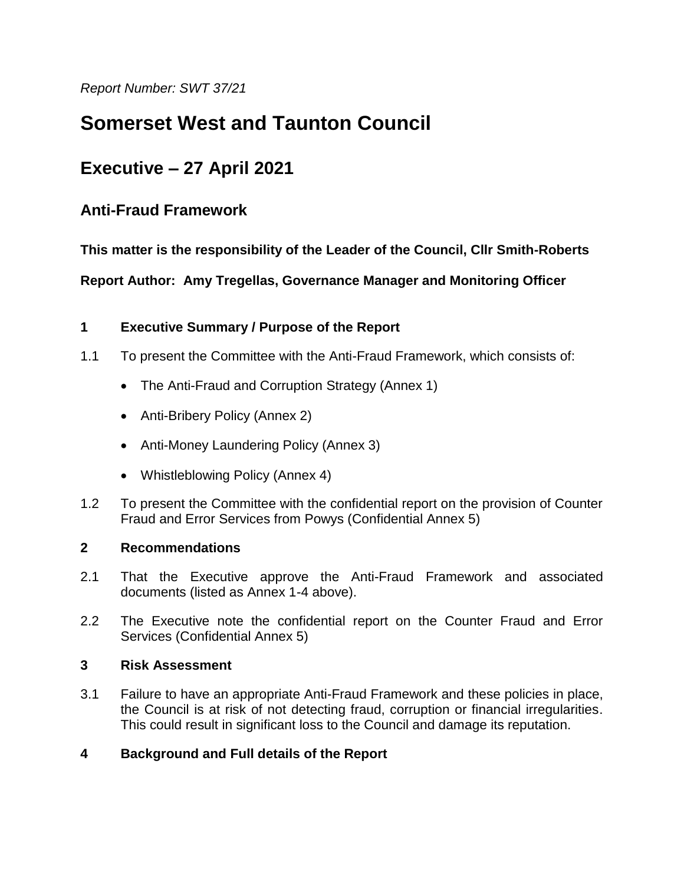*Report Number: SWT 37/21*

# Somerset West and Taunton Council

## Executive – 27 April 2021

### Anti-Fraud Framework

**This matter is the responsibility of the Leader of the Council, Cllr Smith-Roberts**

**Report Author: Amy Tregellas, Governance Manager and Monitoring Officer**

**1 Executive Summary / Purpose of the Report**

1.1 To present the Committee with the Anti-Fraud Framework, which consists of:

- The Anti-Fraud and Corruption Strategy (Annex 1)
- Anti-Bribery Policy (Annex 2)
- Anti-Money Laundering Policy (Annex 3)
- Whistleblowing Policy (Annex 4)

1.2 To present the Committee with the confidential report on the provision of Counter Fraud and Error Services from Powys (Confidential Annex 5)

**2 Recommendations**

2.1 That the Executive approve the Anti-Fraud Framework and associated documents (listed as Annex 1-4 above).

2.2 The Executive note the confidential report on the Counter Fraud and Error Services (Confidential Annex 5)

**3 Risk Assessment**

3.1 Failure to have an appropriate Anti-Fraud Framework and these policies in place, the Council is at risk of not detecting fraud, corruption or financial irregularities. This could result in significant loss to the Council and damage its reputation.

**4 Background and Full details of the Report**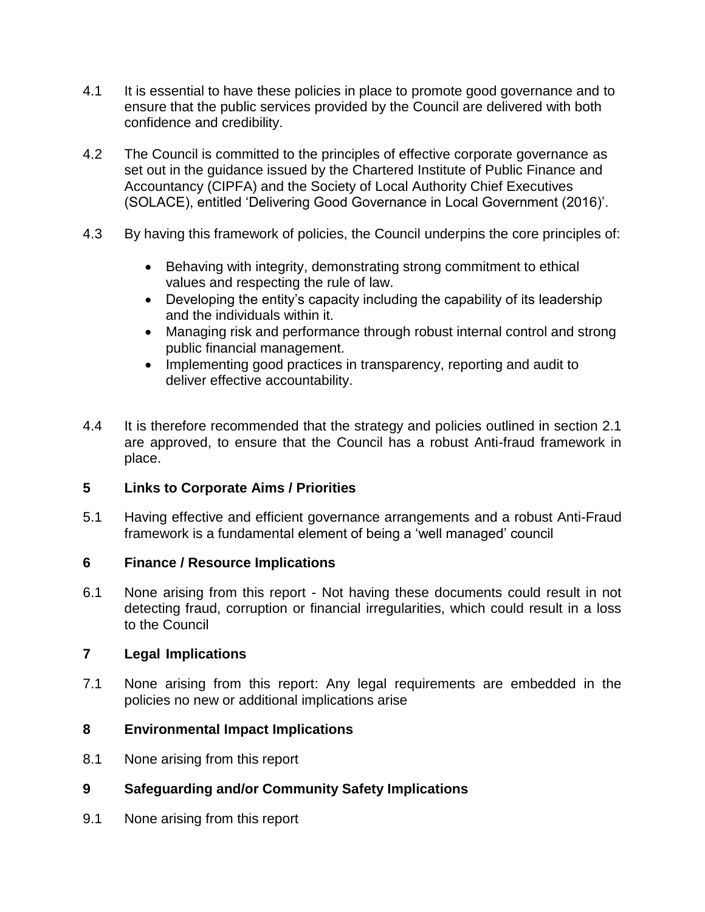4.1 It is essential to have these policies in place to promote good governance and to ensure that the public services provided by the Council are delivered with both confidence and credibility.

4.2 The Council is committed to the principles of effective corporate governance as set out in the guidance issued by the Chartered Institute of Public Finance and Accountancy (CIPFA) and the Society of Local Authority Chief Executives (SOLACE), entitled 'Delivering Good Governance in Local Government (2016)'.

4.3 By having this framework of policies, the Council underpins the core principles of:

- Behaving with integrity, demonstrating strong commitment to ethical values and respecting the rule of law.
- Developing the entity's capacity including the capability of its leadership and the individuals within it.
- Managing risk and performance through robust internal control and strong public financial management.
- Implementing good practices in transparency, reporting and audit to deliver effective accountability.

4.4 It is therefore recommended that the strategy and policies outlined in section 2.1 are approved, to ensure that the Council has a robust Anti-fraud framework in place.

## 5 Links to Corporate Aims / Priorities

5.1 Having effective and efficient governance arrangements and a robust Anti-Fraud framework is a fundamental element of being a 'well managed' council

## 6 Finance / Resource Implications

6.1 None arising from this report - Not having these documents could result in not detecting fraud, corruption or financial irregularities, which could result in a loss to the Council

## 7 Legal Implications

7.1 None arising from this report: Any legal requirements are embedded in the policies no new or additional implications arise

## 8 Environmental Impact Implications

8.1 None arising from this report

## 9 Safeguarding and/or Community Safety Implications

9.1 None arising from this report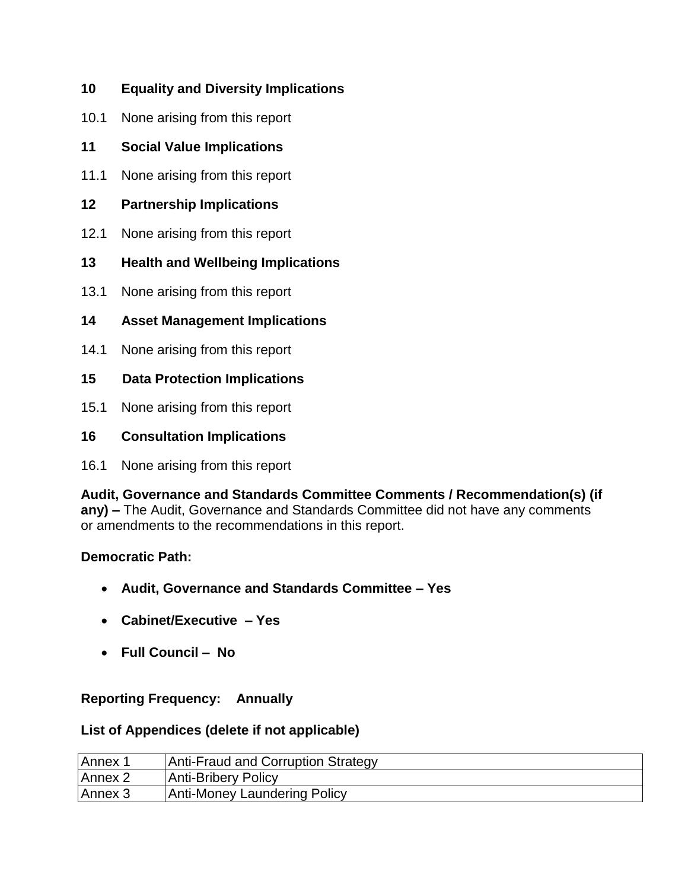## 10 Equality and Diversity Implications

10.1 None arising from this report

## 11 Social Value Implications

11.1 None arising from this report

## 12 Partnership Implications

12.1 None arising from this report

## 13 Health and Wellbeing Implications

13.1 None arising from this report

## 14 Asset Management Implications

14.1 None arising from this report

## 15 Data Protection Implications

15.1 None arising from this report

## 16 Consultation Implications

16.1 None arising from this report

**Audit, Governance and Standards Committee Comments / Recommendation(s) (if any) –** The Audit, Governance and Standards Committee did not have any comments or amendments to the recommendations in this report.

**Democratic Path:**

- **Audit, Governance and Standards Committee – Yes**
- **Cabinet/Executive – Yes**
- **Full Council – No**

**Reporting Frequency: Annually**

**List of Appendices (delete if not applicable)**

| | |
|---|---|
| Annex 1 | Anti-Fraud and Corruption Strategy |
| Annex 2 | Anti-Bribery Policy |
| Annex 3 | Anti-Money Laundering Policy |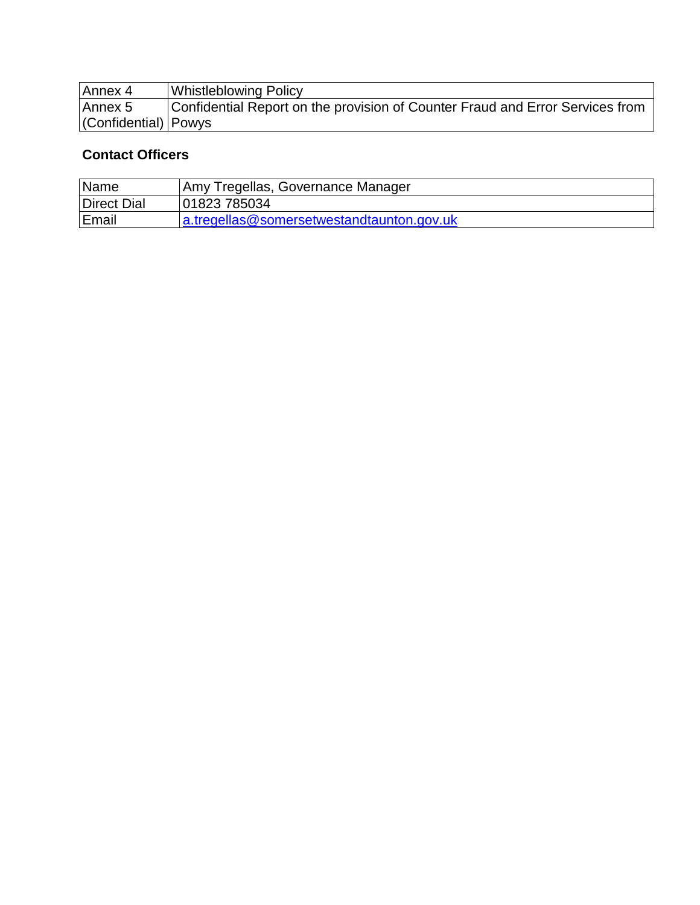| | |
|---|---|
| Annex 4 | Whistleblowing Policy |
| Annex 5 (Confidential) | Confidential Report on the provision of Counter Fraud and Error Services from Powys |

**Contact Officers**

| | |
|---|---|
| Name | Amy Tregellas, Governance Manager |
| Direct Dial | 01823 785034 |
| Email | a.tregellas@somersetwestandtaunton.gov.uk |